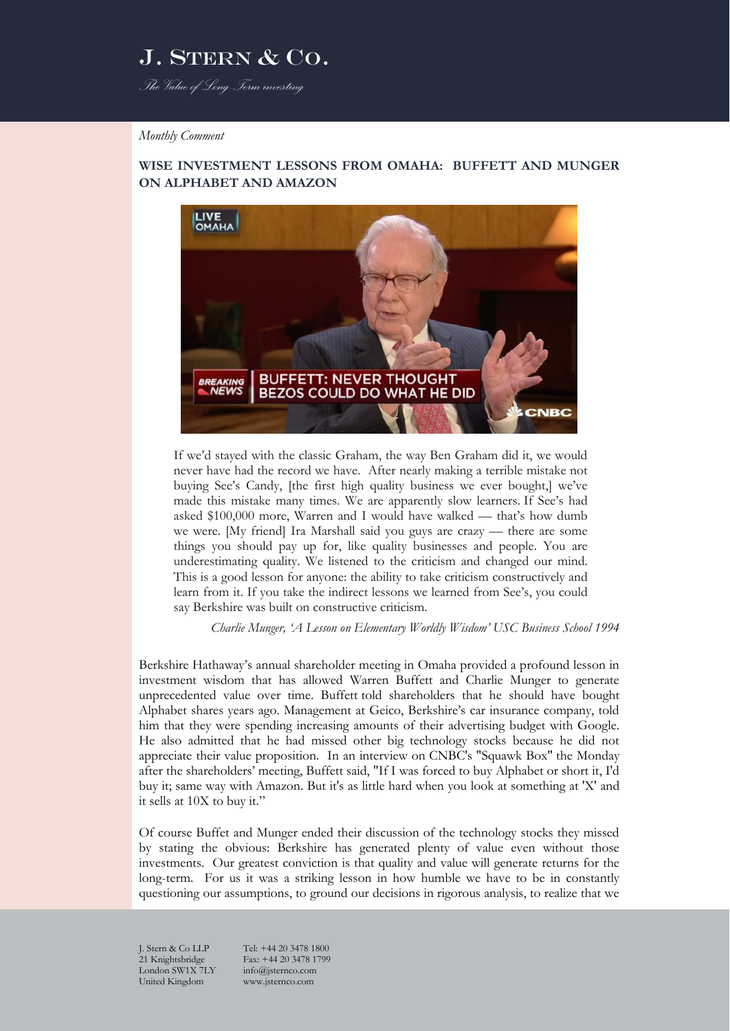# J. Stern & Co.

*The Value of Long Term investing*

*Monthly Comment*

## WISE INVESTMENT LESSONS FROM OMAHA: BUFFETT AND MUNGER ON ALPHABET AND AMAZON

> If we'd stayed with the classic Graham, the way Ben Graham did it, we would never have had the record we have. After nearly making a terrible mistake not buying See's Candy, [the first high quality business we ever bought,] we've made this mistake many times. We are apparently slow learners. If See's had asked $100,000 more, Warren and I would have walked — that's how dumb we were. [My friend] Ira Marshall said you guys are crazy — there are some things you should pay up for, like quality businesses and people. You are underestimating quality. We listened to the criticism and changed our mind. This is a good lesson for anyone: the ability to take criticism constructively and learn from it. If you take the indirect lessons we learned from See's, you could say Berkshire was built on constructive criticism.
>
> *Charlie Munger, 'A Lesson on Elementary Worldly Wisdom' USC Business School 1994*

Berkshire Hathaway's annual shareholder meeting in Omaha provided a profound lesson in investment wisdom that has allowed Warren Buffett and Charlie Munger to generate unprecedented value over time. Buffett told shareholders that he should have bought Alphabet shares years ago. Management at Geico, Berkshire's car insurance company, told him that they were spending increasing amounts of their advertising budget with Google. He also admitted that he had missed other big technology stocks because he did not appreciate their value proposition. In an interview on CNBC's "Squawk Box" the Monday after the shareholders' meeting, Buffett said, "If I was forced to buy Alphabet or short it, I'd buy it; same way with Amazon. But it's as little hard when you look at something at 'X' and it sells at 10X to buy it."

Of course Buffet and Munger ended their discussion of the technology stocks they missed by stating the obvious: Berkshire has generated plenty of value even without those investments. Our greatest conviction is that quality and value will generate returns for the long-term. For us it was a striking lesson in how humble we have to be in constantly questioning our assumptions, to ground our decisions in rigorous analysis, to realize that we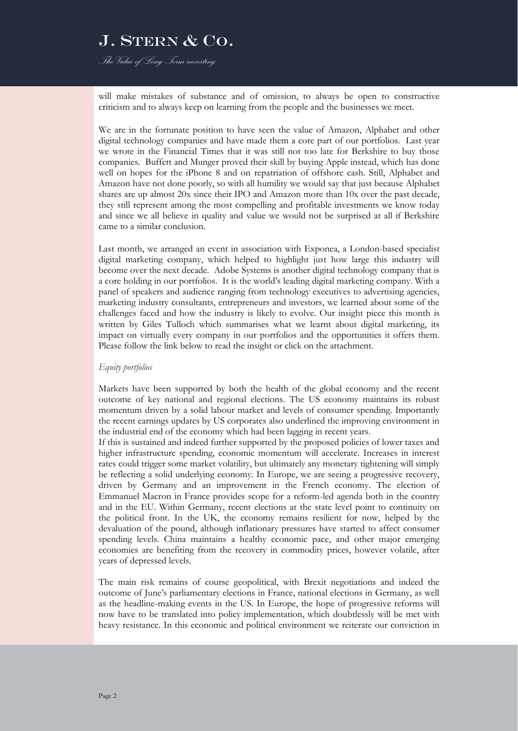will make mistakes of substance and of omission, to always be open to constructive criticism and to always keep on learning from the people and the businesses we meet.

We are in the fortunate position to have seen the value of Amazon, Alphabet and other digital technology companies and have made them a core part of our portfolios. Last year we wrote in the Financial Times that it was still not too late for Berkshire to buy those companies. Buffett and Munger proved their skill by buying Apple instead, which has done well on hopes for the iPhone 8 and on repatriation of offshore cash. Still, Alphabet and Amazon have not done poorly, so with all humility we would say that just because Alphabet shares are up almost 20x since their IPO and Amazon more than 10x over the past decade, they still represent among the most compelling and profitable investments we know today and since we all believe in quality and value we would not be surprised at all if Berkshire came to a similar conclusion.

Last month, we arranged an event in association with Exponea, a London-based specialist digital marketing company, which helped to highlight just how large this industry will become over the next decade. Adobe Systems is another digital technology company that is a core holding in our portfolios. It is the world's leading digital marketing company. With a panel of speakers and audience ranging from technology executives to advertising agencies, marketing industry consultants, entrepreneurs and investors, we learned about some of the challenges faced and how the industry is likely to evolve. Our insight piece this month is written by Giles Tulloch which summarises what we learnt about digital marketing, its impact on virtually every company in our portfolios and the opportunities it offers them. Please follow the link below to read the insight or click on the attachment.

*Equity portfolios*

Markets have been supported by both the health of the global economy and the recent outcome of key national and regional elections. The US economy maintains its robust momentum driven by a solid labour market and levels of consumer spending. Importantly the recent earnings updates by US corporates also underlined the improving environment in the industrial end of the economy which had been lagging in recent years.

If this is sustained and indeed further supported by the proposed policies of lower taxes and higher infrastructure spending, economic momentum will accelerate. Increases in interest rates could trigger some market volatility, but ultimately any monetary tightening will simply be reflecting a solid underlying economy. In Europe, we are seeing a progressive recovery, driven by Germany and an improvement in the French economy. The election of Emmanuel Macron in France provides scope for a reform-led agenda both in the country and in the EU. Within Germany, recent elections at the state level point to continuity on the political front. In the UK, the economy remains resilient for now, helped by the devaluation of the pound, although inflationary pressures have started to affect consumer spending levels. China maintains a healthy economic pace, and other major emerging economies are benefiting from the recovery in commodity prices, however volatile, after years of depressed levels.

The main risk remains of course geopolitical, with Brexit negotiations and indeed the outcome of June's parliamentary elections in France, national elections in Germany, as well as the headline-making events in the US. In Europe, the hope of progressive reforms will now have to be translated into policy implementation, which doubtlessly will be met with heavy resistance. In this economic and political environment we reiterate our conviction in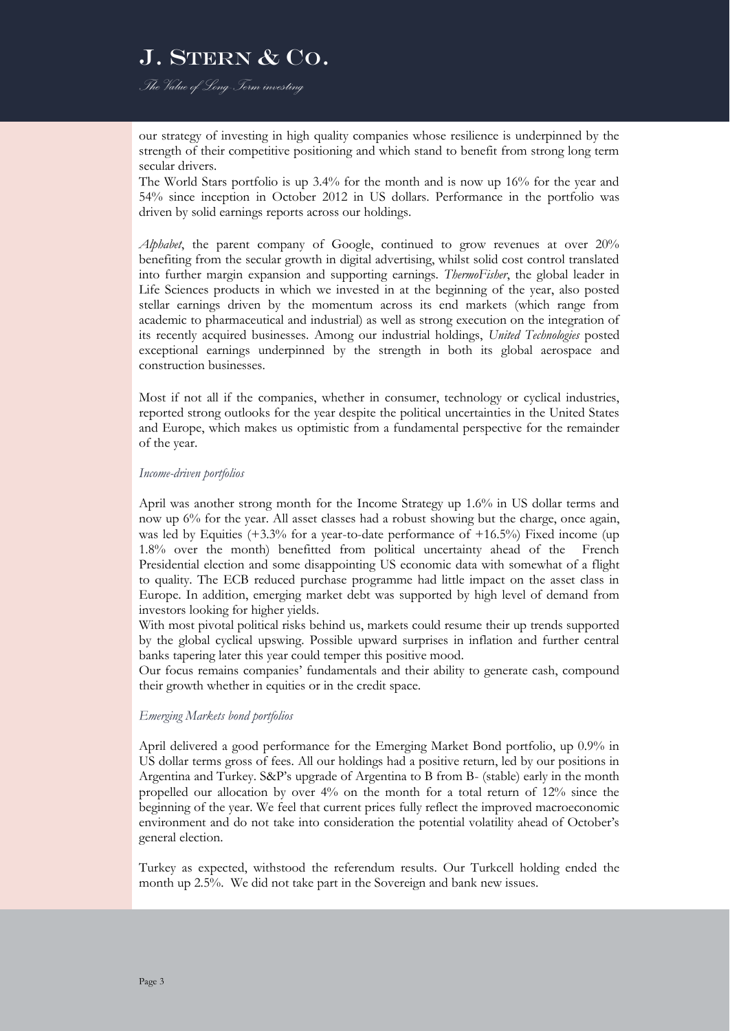our strategy of investing in high quality companies whose resilience is underpinned by the strength of their competitive positioning and which stand to benefit from strong long term secular drivers.
The World Stars portfolio is up 3.4% for the month and is now up 16% for the year and 54% since inception in October 2012 in US dollars. Performance in the portfolio was driven by solid earnings reports across our holdings.

*Alphabet*, the parent company of Google, continued to grow revenues at over 20% benefiting from the secular growth in digital advertising, whilst solid cost control translated into further margin expansion and supporting earnings. *ThermoFisher*, the global leader in Life Sciences products in which we invested in at the beginning of the year, also posted stellar earnings driven by the momentum across its end markets (which range from academic to pharmaceutical and industrial) as well as strong execution on the integration of its recently acquired businesses. Among our industrial holdings, *United Technologies* posted exceptional earnings underpinned by the strength in both its global aerospace and construction businesses.

Most if not all if the companies, whether in consumer, technology or cyclical industries, reported strong outlooks for the year despite the political uncertainties in the United States and Europe, which makes us optimistic from a fundamental perspective for the remainder of the year.

*Income-driven portfolios*

April was another strong month for the Income Strategy up 1.6% in US dollar terms and now up 6% for the year. All asset classes had a robust showing but the charge, once again, was led by Equities (+3.3% for a year-to-date performance of +16.5%) Fixed income (up 1.8% over the month) benefitted from political uncertainty ahead of the French Presidential election and some disappointing US economic data with somewhat of a flight to quality. The ECB reduced purchase programme had little impact on the asset class in Europe. In addition, emerging market debt was supported by high level of demand from investors looking for higher yields.
With most pivotal political risks behind us, markets could resume their up trends supported by the global cyclical upswing. Possible upward surprises in inflation and further central banks tapering later this year could temper this positive mood.
Our focus remains companies' fundamentals and their ability to generate cash, compound their growth whether in equities or in the credit space.

*Emerging Markets bond portfolios*

April delivered a good performance for the Emerging Market Bond portfolio, up 0.9% in US dollar terms gross of fees. All our holdings had a positive return, led by our positions in Argentina and Turkey. S&P's upgrade of Argentina to B from B- (stable) early in the month propelled our allocation by over 4% on the month for a total return of 12% since the beginning of the year. We feel that current prices fully reflect the improved macroeconomic environment and do not take into consideration the potential volatility ahead of October's general election.

Turkey as expected, withstood the referendum results. Our Turkcell holding ended the month up 2.5%. We did not take part in the Sovereign and bank new issues.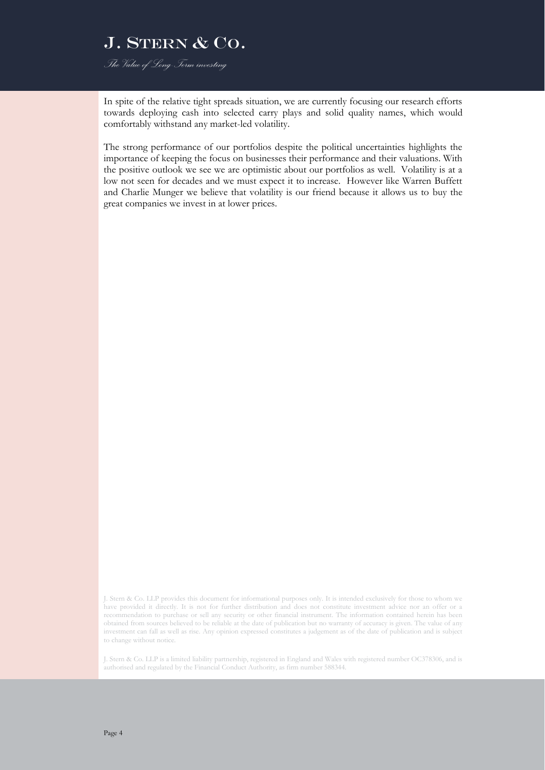In spite of the relative tight spreads situation, we are currently focusing our research efforts towards deploying cash into selected carry plays and solid quality names, which would comfortably withstand any market-led volatility.

The strong performance of our portfolios despite the political uncertainties highlights the importance of keeping the focus on businesses their performance and their valuations. With the positive outlook we see we are optimistic about our portfolios as well. Volatility is at a low not seen for decades and we must expect it to increase. However like Warren Buffett and Charlie Munger we believe that volatility is our friend because it allows us to buy the great companies we invest in at lower prices.

J. Stern & Co. LLP provides this document for informational purposes only. It is intended exclusively for those to whom we have provided it directly. It is not for further distribution and does not constitute investment advice nor an offer or a recommendation to purchase or sell any security or other financial instrument. The information contained herein has been obtained from sources believed to be reliable at the date of publication but no warranty of accuracy is given. The value of any investment can fall as well as rise. Any opinion expressed constitutes a judgement as of the date of publication and is subject to change without notice.

J. Stern & Co. LLP is a limited liability partnership, registered in England and Wales with registered number OC378306, and is authorised and regulated by the Financial Conduct Authority, as firm number 588344.